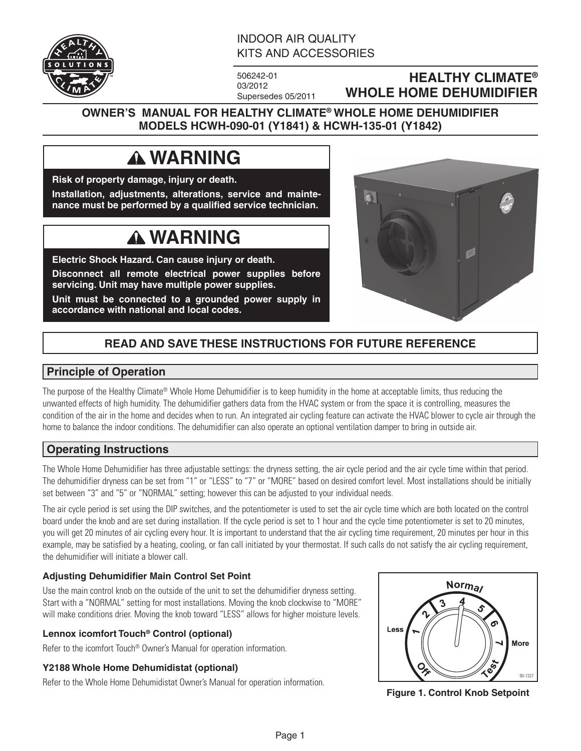INDOOR AIR QUALITY
KITS AND ACCESSORIES

506242-01
03/2012
Supersedes 05/2011

# HEALTHY CLIMATE® WHOLE HOME DEHUMIDIFIER

## OWNER'S MANUAL FOR HEALTHY CLIMATE® WHOLE HOME DEHUMIDIFIER MODELS HCWH-090-01 (Y1841) & HCWH-135-01 (Y1842)

**⚠ WARNING**

**Risk of property damage, injury or death.**

**Installation, adjustments, alterations, service and maintenance must be performed by a qualified service technician.**

**⚠ WARNING**

**Electric Shock Hazard. Can cause injury or death.**

**Disconnect all remote electrical power supplies before servicing. Unit may have multiple power supplies.**

**Unit must be connected to a grounded power supply in accordance with national and local codes.**

**READ AND SAVE THESE INSTRUCTIONS FOR FUTURE REFERENCE**

## Principle of Operation

The purpose of the Healthy Climate® Whole Home Dehumidifier is to keep humidity in the home at acceptable limits, thus reducing the unwanted effects of high humidity. The dehumidifier gathers data from the HVAC system or from the space it is controlling, measures the condition of the air in the home and decides when to run. An integrated air cycling feature can activate the HVAC blower to cycle air through the home to balance the indoor conditions. The dehumidifier can also operate an optional ventilation damper to bring in outside air.

## Operating Instructions

The Whole Home Dehumidifier has three adjustable settings: the dryness setting, the air cycle period and the air cycle time within that period. The dehumidifier dryness can be set from "1" or "LESS" to "7" or "MORE" based on desired comfort level. Most installations should be initially set between "3" and "5" or "NORMAL" setting; however this can be adjusted to your individual needs.

The air cycle period is set using the DIP switches, and the potentiometer is used to set the air cycle time which are both located on the control board under the knob and are set during installation. If the cycle period is set to 1 hour and the cycle time potentiometer is set to 20 minutes, you will get 20 minutes of air cycling every hour. It is important to understand that the air cycling time requirement, 20 minutes per hour in this example, may be satisfied by a heating, cooling, or fan call initiated by your thermostat. If such calls do not satisfy the air cycling requirement, the dehumidifier will initiate a blower call.

### Adjusting Dehumidifier Main Control Set Point

Use the main control knob on the outside of the unit to set the dehumidifier dryness setting. Start with a "NORMAL" setting for most installations. Moving the knob clockwise to "MORE" will make conditions drier. Moving the knob toward "LESS" allows for higher moisture levels.

Normal
Less 1 2 3 4 5 6 7 More
Off Test
90-1327

**Figure 1. Control Knob Setpoint**

### Lennox icomfort Touch® Control (optional)

Refer to the icomfort Touch® Owner's Manual for operation information.

### Y2188 Whole Home Dehumidistat (optional)

Refer to the Whole Home Dehumidistat Owner's Manual for operation information.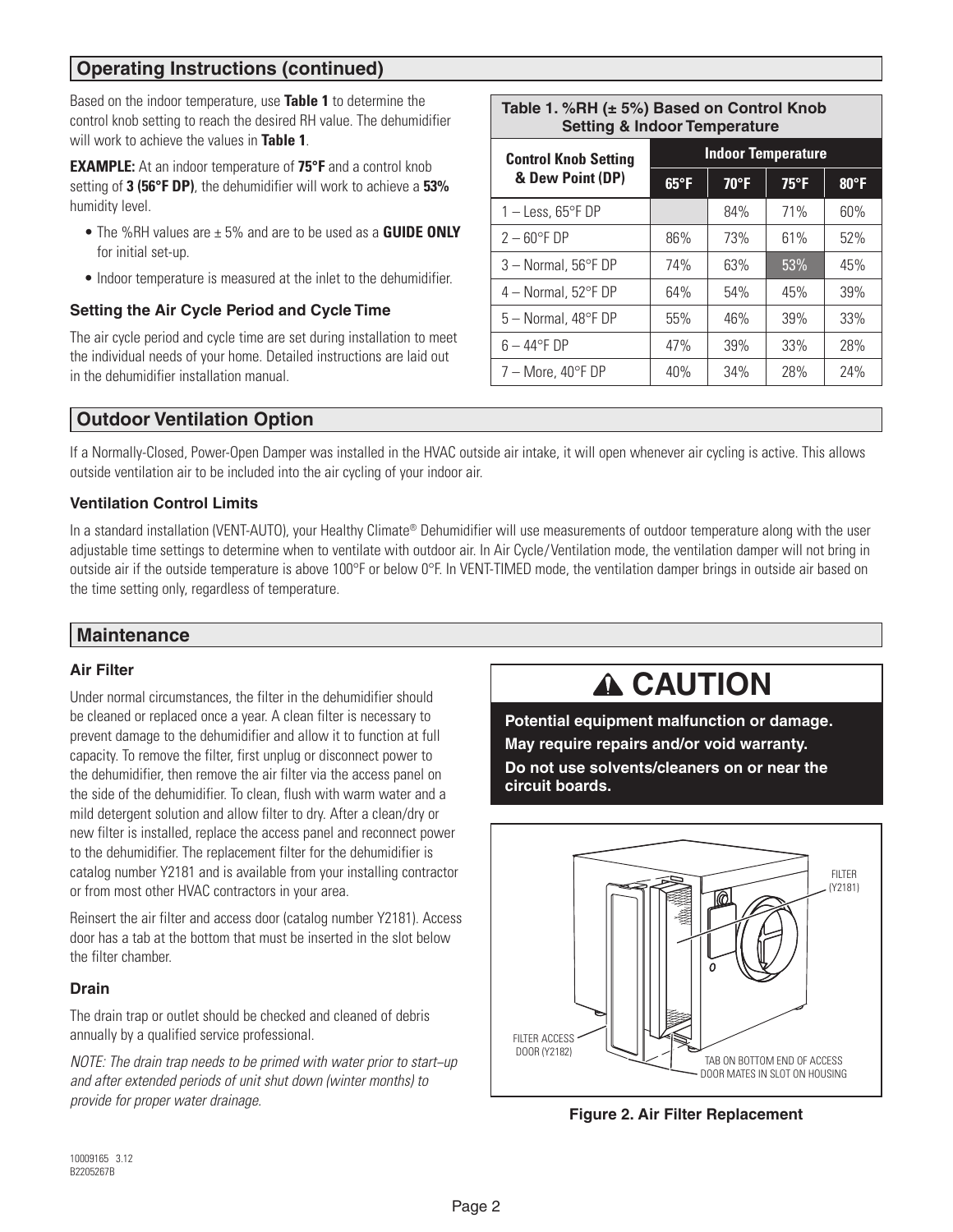## Operating Instructions (continued)

Based on the indoor temperature, use **Table 1** to determine the control knob setting to reach the desired RH value. The dehumidifier will work to achieve the values in **Table 1**.

**EXAMPLE:** At an indoor temperature of **75°F** and a control knob setting of **3 (56°F DP)**, the dehumidifier will work to achieve a **53%** humidity level.

- The %RH values are ± 5% and are to be used as a **GUIDE ONLY** for initial set-up.
- Indoor temperature is measured at the inlet to the dehumidifier.

**Table 1. %RH (± 5%) Based on Control Knob Setting & Indoor Temperature**

| Control Knob Setting & Dew Point (DP) | Indoor Temperature | | | |
|---|---|---|---|---|
| | 65°F | 70°F | 75°F | 80°F |
| 1 – Less, 65°F DP | | 84% | 71% | 60% |
| 2 – 60°F DP | 86% | 73% | 61% | 52% |
| 3 – Normal, 56°F DP | 74% | 63% | 53% | 45% |
| 4 – Normal, 52°F DP | 64% | 54% | 45% | 39% |
| 5 – Normal, 48°F DP | 55% | 46% | 39% | 33% |
| 6 – 44°F DP | 47% | 39% | 33% | 28% |
| 7 – More, 40°F DP | 40% | 34% | 28% | 24% |

### Setting the Air Cycle Period and Cycle Time

The air cycle period and cycle time are set during installation to meet the individual needs of your home. Detailed instructions are laid out in the dehumidifier installation manual.

## Outdoor Ventilation Option

If a Normally-Closed, Power-Open Damper was installed in the HVAC outside air intake, it will open whenever air cycling is active. This allows outside ventilation air to be included into the air cycling of your indoor air.

### Ventilation Control Limits

In a standard installation (VENT-AUTO), your Healthy Climate® Dehumidifier will use measurements of outdoor temperature along with the user adjustable time settings to determine when to ventilate with outdoor air. In Air Cycle/Ventilation mode, the ventilation damper will not bring in outside air if the outside temperature is above 100°F or below 0°F. In VENT-TIMED mode, the ventilation damper brings in outside air based on the time setting only, regardless of temperature.

## Maintenance

### Air Filter

Under normal circumstances, the filter in the dehumidifier should be cleaned or replaced once a year. A clean filter is necessary to prevent damage to the dehumidifier and allow it to function at full capacity. To remove the filter, first unplug or disconnect power to the dehumidifier, then remove the air filter via the access panel on the side of the dehumidifier. To clean, flush with warm water and a mild detergent solution and allow filter to dry. After a clean/dry or new filter is installed, replace the access panel and reconnect power to the dehumidifier. The replacement filter for the dehumidifier is catalog number Y2181 and is available from your installing contractor or from most other HVAC contractors in your area.

Reinsert the air filter and access door (catalog number Y2181). Access door has a tab at the bottom that must be inserted in the slot below the filter chamber.

### Drain

The drain trap or outlet should be checked and cleaned of debris annually by a qualified service professional.

*NOTE: The drain trap needs to be primed with water prior to start–up and after extended periods of unit shut down (winter months) to provide for proper water drainage.*

## ⚠ CAUTION

**Potential equipment malfunction or damage.**
**May require repairs and/or void warranty.**
**Do not use solvents/cleaners on or near the circuit boards.**

FILTER (Y2181)

FILTER ACCESS DOOR (Y2182)

TAB ON BOTTOM END OF ACCESS DOOR MATES IN SLOT ON HOUSING

**Figure 2. Air Filter Replacement**

10009165 3.12
B2205267B